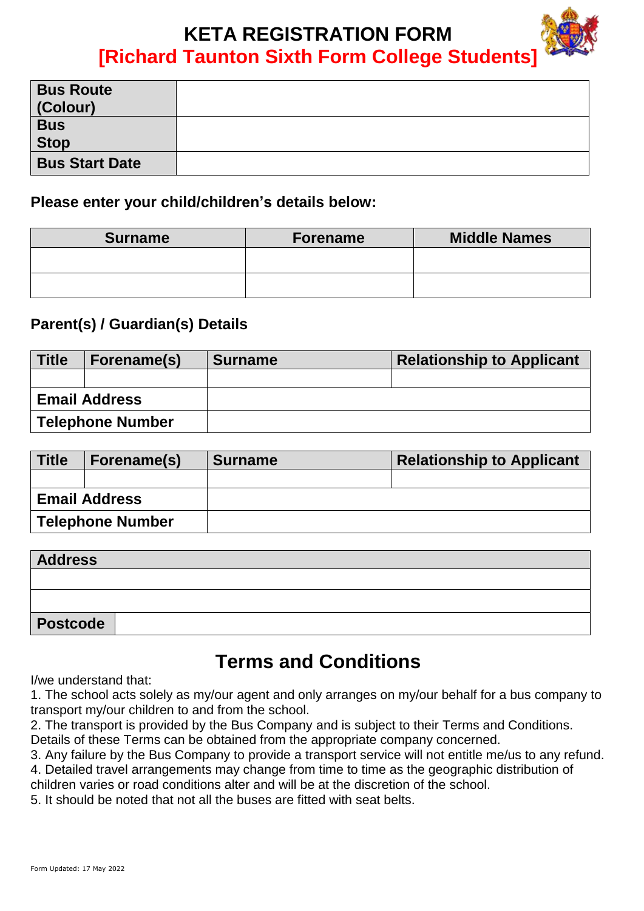# KETA REGISTRATION FORM

## [Richard Taunton Sixth Form College Students]

| Bus Route (Colour) | |
|---|---|
| Bus Stop | |
| Bus Start Date | |

### Please enter your child/children's details below:

| Surname | Forename | Middle Names |
|---|---|---|
| | | |
| | | |

### Parent(s) / Guardian(s) Details

| Title | Forename(s) | Surname | Relationship to Applicant |
|---|---|---|---|
| | | | |
| Email Address | | | |
| Telephone Number | | | |

| Title | Forename(s) | Surname | Relationship to Applicant |
|---|---|---|---|
| | | | |
| Email Address | | | |
| Telephone Number | | | |

| Address | |
|---|---|
| | |
| | |
| Postcode | |

## Terms and Conditions

I/we understand that:

1. The school acts solely as my/our agent and only arranges on my/our behalf for a bus company to transport my/our children to and from the school.
2. The transport is provided by the Bus Company and is subject to their Terms and Conditions. Details of these Terms can be obtained from the appropriate company concerned.
3. Any failure by the Bus Company to provide a transport service will not entitle me/us to any refund.
4. Detailed travel arrangements may change from time to time as the geographic distribution of children varies or road conditions alter and will be at the discretion of the school.
5. It should be noted that not all the buses are fitted with seat belts.

Form Updated: 17 May 2022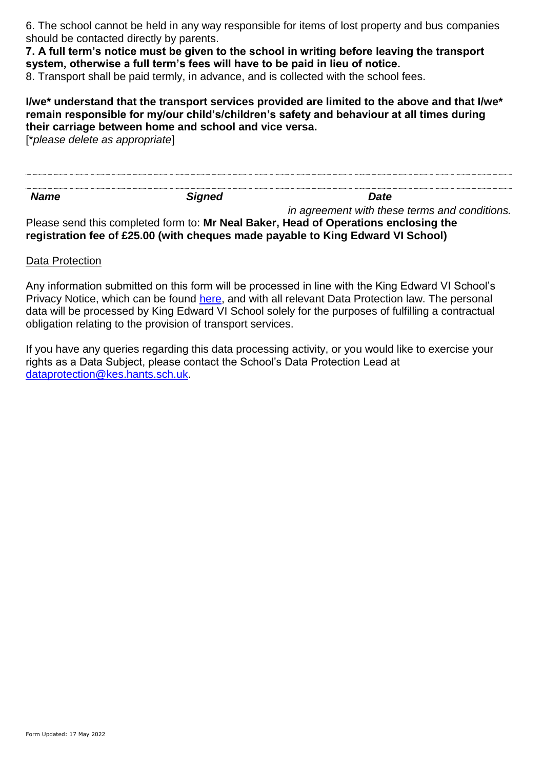6. The school cannot be held in any way responsible for items of lost property and bus companies should be contacted directly by parents.

**7. A full term's notice must be given to the school in writing before leaving the transport system, otherwise a full term's fees will have to be paid in lieu of notice.**

8. Transport shall be paid termly, in advance, and is collected with the school fees.

**I/we* understand that the transport services provided are limited to the above and that I/we* remain responsible for my/our child's/children's safety and behaviour at all times during their carriage between home and school and vice versa.**
[**please delete as appropriate*]

| ***Name*** | ***Signed*** | ***Date*** |
| --- | --- | --- |

*in agreement with these terms and conditions.*

Please send this completed form to: **Mr Neal Baker, Head of Operations enclosing the registration fee of £25.00 (with cheques made payable to King Edward VI School)**

Data Protection

Any information submitted on this form will be processed in line with the King Edward VI School's Privacy Notice, which can be found here, and with all relevant Data Protection law. The personal data will be processed by King Edward VI School solely for the purposes of fulfilling a contractual obligation relating to the provision of transport services.

If you have any queries regarding this data processing activity, or you would like to exercise your rights as a Data Subject, please contact the School's Data Protection Lead at dataprotection@kes.hants.sch.uk.

Form Updated: 17 May 2022